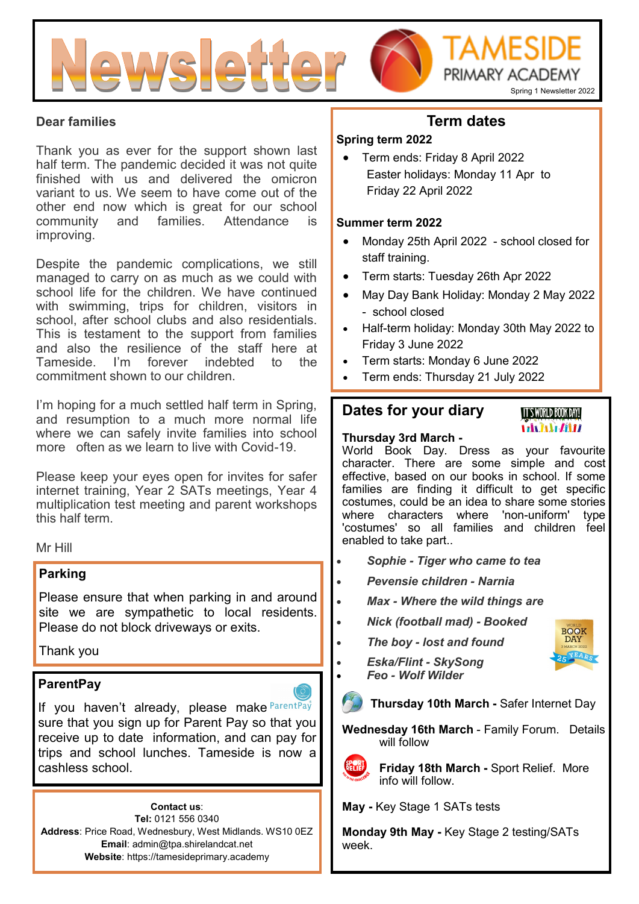# Newsletter

**TAMESIDE PRIMARY ACADEMY**

Spring 1 Newsletter 2022

**Dear families**

Thank you as ever for the support shown last half term. The pandemic decided it was not quite finished with us and delivered the omicron variant to us. We seem to have come out of the other end now which is great for our school community and families. Attendance is improving.

Despite the pandemic complications, we still managed to carry on as much as we could with school life for the children. We have continued with swimming, trips for children, visitors in school, after school clubs and also residentials. This is testament to the support from families and also the resilience of the staff here at Tameside. I'm forever indebted to the commitment shown to our children.

I'm hoping for a much settled half term in Spring, and resumption to a much more normal life where we can safely invite families into school more often as we learn to live with Covid-19.

Please keep your eyes open for invites for safer internet training, Year 2 SATs meetings, Year 4 multiplication test meeting and parent workshops this half term.

Mr Hill

## Parking

Please ensure that when parking in and around site we are sympathetic to local residents. Please do not block driveways or exits.

Thank you

## ParentPay

If you haven't already, please make sure that you sign up for Parent Pay so that you receive up to date information, and can pay for trips and school lunches. Tameside is now a cashless school.

**Contact us**:
**Tel:** 0121 556 0340
**Address**: Price Road, Wednesbury, West Midlands. WS10 0EZ
**Email**: admin@tpa.shirelandcat.net
**Website**: https://tamesideprimary.academy

## Term dates

**Spring term 2022**

- Term ends: Friday 8 April 2022
  Easter holidays: Monday 11 Apr to Friday 22 April 2022

**Summer term 2022**

- Monday 25th April 2022 - school closed for staff training.
- Term starts: Tuesday 26th Apr 2022
- May Day Bank Holiday: Monday 2 May 2022 - school closed
- Half-term holiday: Monday 30th May 2022 to Friday 3 June 2022
- Term starts: Monday 6 June 2022
- Term ends: Thursday 21 July 2022

## Dates for your diary

**Thursday 3rd March -**
World Book Day. Dress as your favourite character. There are some simple and cost effective, based on our books in school. If some families are finding it difficult to get specific costumes, could be an idea to share some stories where characters where 'non-uniform' type 'costumes' so all families and children feel enabled to take part..

- ***Sophie - Tiger who came to tea***
- ***Pevensie children - Narnia***
- ***Max - Where the wild things are***
- ***Nick (football mad) - Booked***
- ***The boy - lost and found***
- ***Eska/Flint - SkySong***
- ***Feo - Wolf Wilder***

**Thursday 10th March -** Safer Internet Day

**Wednesday 16th March** - Family Forum. Details will follow

**Friday 18th March -** Sport Relief. More info will follow.

**May -** Key Stage 1 SATs tests

**Monday 9th May -** Key Stage 2 testing/SATs week.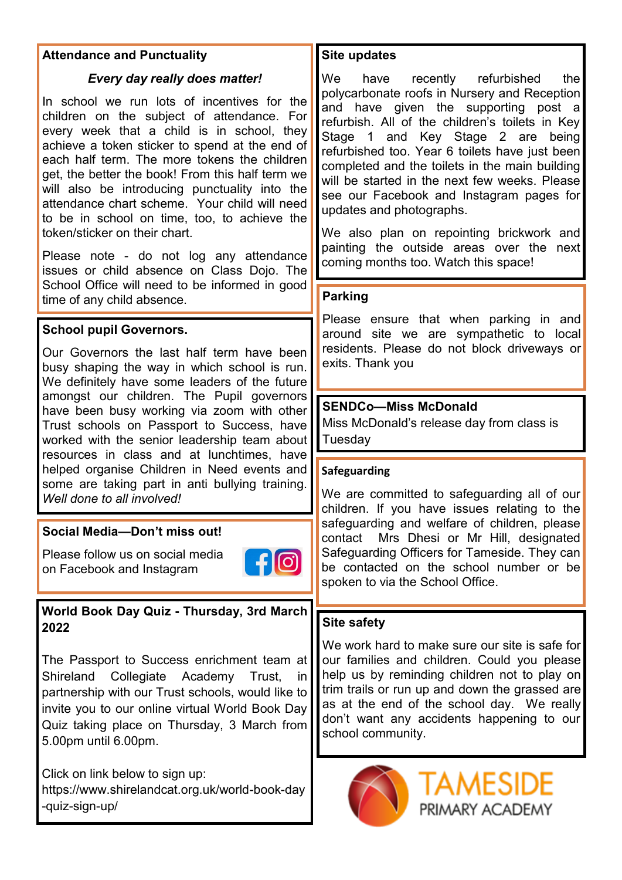## Attendance and Punctuality

***Every day really does matter!***

In school we run lots of incentives for the children on the subject of attendance. For every week that a child is in school, they achieve a token sticker to spend at the end of each half term. The more tokens the children get, the better the book! From this half term we will also be introducing punctuality into the attendance chart scheme. Your child will need to be in school on time, too, to achieve the token/sticker on their chart.

Please note - do not log any attendance issues or child absence on Class Dojo. The School Office will need to be informed in good time of any child absence.

## School pupil Governors.

Our Governors the last half term have been busy shaping the way in which school is run. We definitely have some leaders of the future amongst our children. The Pupil governors have been busy working via zoom with other Trust schools on Passport to Success, have worked with the senior leadership team about resources in class and at lunchtimes, have helped organise Children in Need events and some are taking part in anti bullying training. *Well done to all involved!*

## Social Media—Don't miss out!

Please follow us on social media on Facebook and Instagram

## World Book Day Quiz - Thursday, 3rd March 2022

The Passport to Success enrichment team at Shireland Collegiate Academy Trust, in partnership with our Trust schools, would like to invite you to our online virtual World Book Day Quiz taking place on Thursday, 3 March from 5.00pm until 6.00pm.

Click on link below to sign up:
https://www.shirelandcat.org.uk/world-book-day-quiz-sign-up/

## Site updates

We have recently refurbished the polycarbonate roofs in Nursery and Reception and have given the supporting post a refurbish. All of the children's toilets in Key Stage 1 and Key Stage 2 are being refurbished too. Year 6 toilets have just been completed and the toilets in the main building will be started in the next few weeks. Please see our Facebook and Instagram pages for updates and photographs.

We also plan on repointing brickwork and painting the outside areas over the next coming months too. Watch this space!

## Parking

Please ensure that when parking in and around site we are sympathetic to local residents. Please do not block driveways or exits. Thank you

## SENDCo—Miss McDonald

Miss McDonald's release day from class is Tuesday

## Safeguarding

We are committed to safeguarding all of our children. If you have issues relating to the safeguarding and welfare of children, please contact Mrs Dhesi or Mr Hill, designated Safeguarding Officers for Tameside. They can be contacted on the school number or be spoken to via the School Office.

## Site safety

We work hard to make sure our site is safe for our families and children. Could you please help us by reminding children not to play on trim trails or run up and down the grassed are as at the end of the school day. We really don't want any accidents happening to our school community.

TAMESIDE PRIMARY ACADEMY